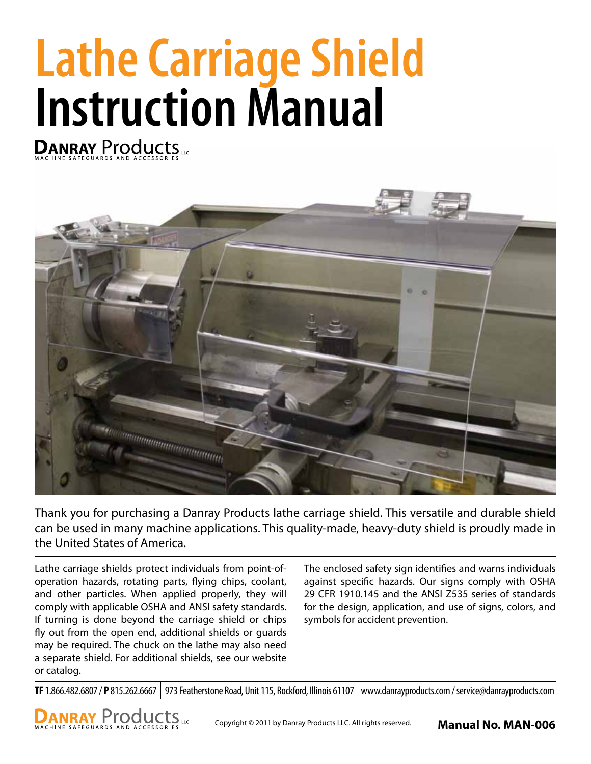# Lathe Carriage Shield
# Instruction Manual

**DANRAY** Products LLC
MACHINE SAFEGUARDS AND ACCESSORIES

Thank you for purchasing a Danray Products lathe carriage shield. This versatile and durable shield can be used in many machine applications. This quality-made, heavy-duty shield is proudly made in the United States of America.

Lathe carriage shields protect individuals from point-of-operation hazards, rotating parts, flying chips, coolant, and other particles. When applied properly, they will comply with applicable OSHA and ANSI safety standards. If turning is done beyond the carriage shield or chips fly out from the open end, additional shields or guards may be required. The chuck on the lathe may also need a separate shield. For additional shields, see our website or catalog.

The enclosed safety sign identifies and warns individuals against specific hazards. Our signs comply with OSHA 29 CFR 1910.145 and the ANSI Z535 series of standards for the design, application, and use of signs, colors, and symbols for accident prevention.

**TF** 1.866.482.6807 / **P** 815.262.6667 | 973 Featherstone Road, Unit 115, Rockford, Illinois 61107 | www.danrayproducts.com / service@danrayproducts.com

Copyright © 2011 by Danray Products LLC. All rights reserved.

**Manual No. MAN-006**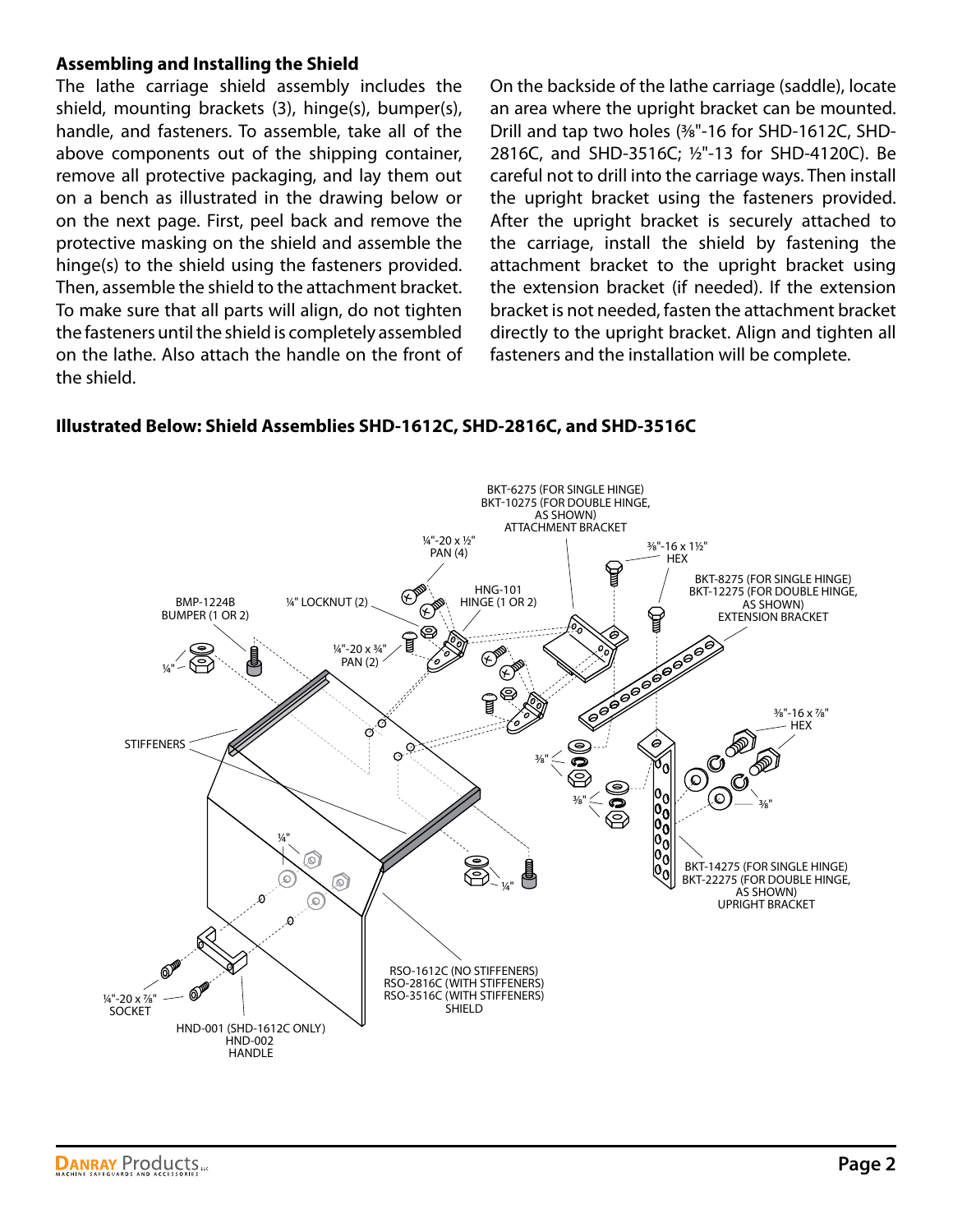### Assembling and Installing the Shield

The lathe carriage shield assembly includes the shield, mounting brackets (3), hinge(s), bumper(s), handle, and fasteners. To assemble, take all of the above components out of the shipping container, remove all protective packaging, and lay them out on a bench as illustrated in the drawing below or on the next page. First, peel back and remove the protective masking on the shield and assemble the hinge(s) to the shield using the fasteners provided. Then, assemble the shield to the attachment bracket. To make sure that all parts will align, do not tighten the fasteners until the shield is completely assembled on the lathe. Also attach the handle on the front of the shield.

On the backside of the lathe carriage (saddle), locate an area where the upright bracket can be mounted. Drill and tap two holes (⅜"-16 for SHD-1612C, SHD-2816C, and SHD-3516C; ½"-13 for SHD-4120C). Be careful not to drill into the carriage ways. Then install the upright bracket using the fasteners provided. After the upright bracket is securely attached to the carriage, install the shield by fastening the attachment bracket to the upright bracket using the extension bracket (if needed). If the extension bracket is not needed, fasten the attachment bracket directly to the upright bracket. Align and tighten all fasteners and the installation will be complete.

**Illustrated Below: Shield Assemblies SHD-1612C, SHD-2816C, and SHD-3516C**

BKT-6275 (FOR SINGLE HINGE)
BKT-10275 (FOR DOUBLE HINGE, AS SHOWN)
ATTACHMENT BRACKET

¼"-20 x ½" PAN (4)

⅜"-16 x 1½" HEX

BKT-8275 (FOR SINGLE HINGE)
BKT-12275 (FOR DOUBLE HINGE, AS SHOWN)
EXTENSION BRACKET

HNG-101 HINGE (1 OR 2)

¼" LOCKNUT (2)

BMP-1224B BUMPER (1 OR 2)

¼"-20 x ¾" PAN (2)

¼"

STIFFENERS

⅜"-16 x ⅞" HEX

⅜"

⅜"

⅜"

¼"

¼"

BKT-14275 (FOR SINGLE HINGE)
BKT-22275 (FOR DOUBLE HINGE, AS SHOWN)
UPRIGHT BRACKET

RSO-1612C (NO STIFFENERS)
RSO-2816C (WITH STIFFENERS)
RSO-3516C (WITH STIFFENERS)
SHIELD

¼"-20 x ⅞" SOCKET

HND-001 (SHD-1612C ONLY)
HND-002
HANDLE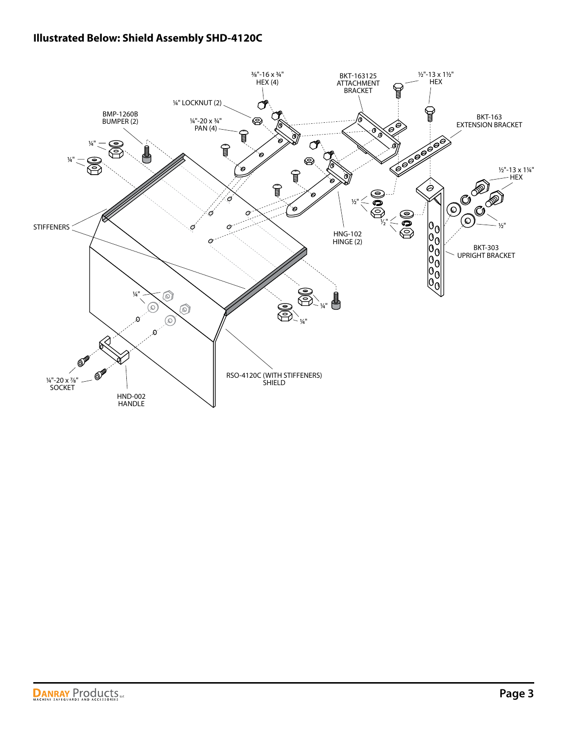## Illustrated Below: Shield Assembly SHD-4120C

⅜"-16 x ¾" HEX (4)

BKT-163125 ATTACHMENT BRACKET

½"-13 x 1½" HEX

¼" LOCKNUT (2)

BMP-1260B BUMPER (2)

¼"-20 x ¾" PAN (4)

BKT-163 EXTENSION BRACKET

¼"

¼"

½"-13 x 1¼" HEX

½"

½"

½"

STIFFENERS

HNG-102 HINGE (2)

BKT-303 UPRIGHT BRACKET

¼"

¼"

¼"

¼"-20 x ⅞" SOCKET

HND-002 HANDLE

RSO-4120C (WITH STIFFENERS) SHIELD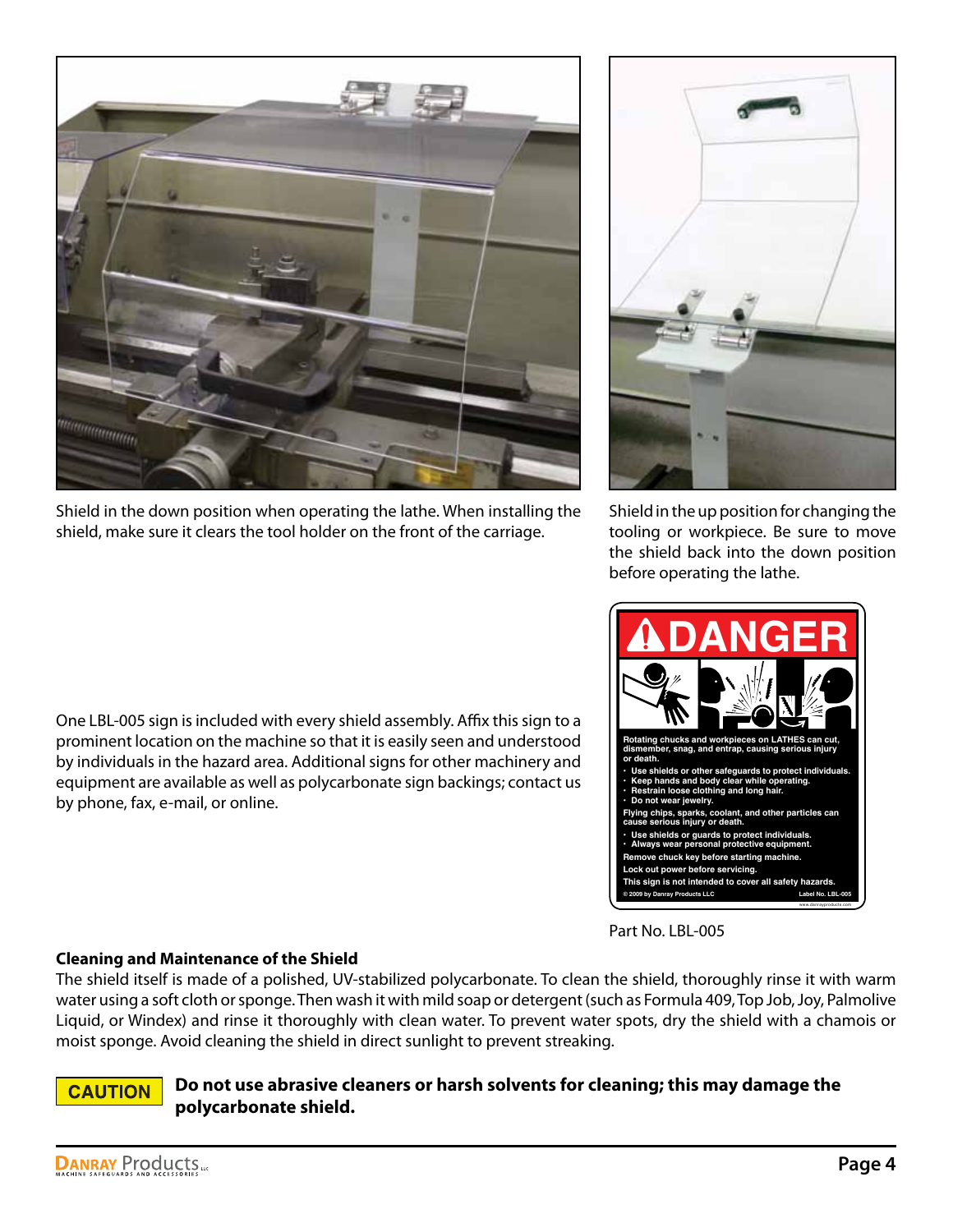Shield in the down position when operating the lathe. When installing the shield, make sure it clears the tool holder on the front of the carriage.

Shield in the up position for changing the tooling or workpiece. Be sure to move the shield back into the down position before operating the lathe.

One LBL-005 sign is included with every shield assembly. Affix this sign to a prominent location on the machine so that it is easily seen and understood by individuals in the hazard area. Additional signs for other machinery and equipment are available as well as polycarbonate sign backings; contact us by phone, fax, e-mail, or online.

**DANGER**

Rotating chucks and workpieces on LATHES can cut, dismember, snag, and entrap, causing serious injury or death.

- Use shields or other safeguards to protect individuals.
- Keep hands and body clear while operating.
- Restrain loose clothing and long hair.
- Do not wear jewelry.

Flying chips, sparks, coolant, and other particles can cause serious injury or death.

- Use shields or guards to protect individuals.
- Always wear personal protective equipment.

Remove chuck key before starting machine.

Lock out power before servicing.

This sign is not intended to cover all safety hazards.

© 2009 by Danray Products LLC — Label No. LBL-005 — www.danrayproducts.com

Part No. LBL-005

### Cleaning and Maintenance of the Shield

The shield itself is made of a polished, UV-stabilized polycarbonate. To clean the shield, thoroughly rinse it with warm water using a soft cloth or sponge. Then wash it with mild soap or detergent (such as Formula 409, Top Job, Joy, Palmolive Liquid, or Windex) and rinse it thoroughly with clean water. To prevent water spots, dry the shield with a chamois or moist sponge. Avoid cleaning the shield in direct sunlight to prevent streaking.

**CAUTION** **Do not use abrasive cleaners or harsh solvents for cleaning; this may damage the polycarbonate shield.**